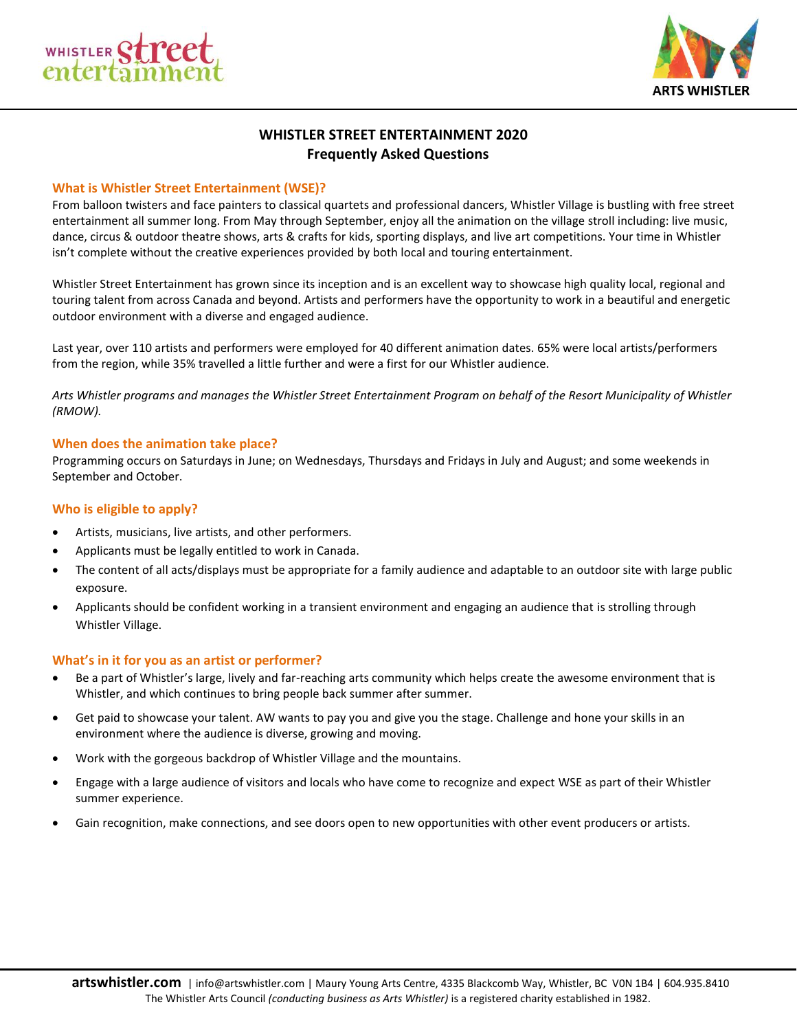# WHISTLER STREET ENTERTAINMENT 2020
## Frequently Asked Questions

### What is Whistler Street Entertainment (WSE)?

From balloon twisters and face painters to classical quartets and professional dancers, Whistler Village is bustling with free street entertainment all summer long. From May through September, enjoy all the animation on the village stroll including: live music, dance, circus & outdoor theatre shows, arts & crafts for kids, sporting displays, and live art competitions. Your time in Whistler isn't complete without the creative experiences provided by both local and touring entertainment.

Whistler Street Entertainment has grown since its inception and is an excellent way to showcase high quality local, regional and touring talent from across Canada and beyond. Artists and performers have the opportunity to work in a beautiful and energetic outdoor environment with a diverse and engaged audience.

Last year, over 110 artists and performers were employed for 40 different animation dates. 65% were local artists/performers from the region, while 35% travelled a little further and were a first for our Whistler audience.

*Arts Whistler programs and manages the Whistler Street Entertainment Program on behalf of the Resort Municipality of Whistler (RMOW).*

### When does the animation take place?

Programming occurs on Saturdays in June; on Wednesdays, Thursdays and Fridays in July and August; and some weekends in September and October.

### Who is eligible to apply?

- Artists, musicians, live artists, and other performers.
- Applicants must be legally entitled to work in Canada.
- The content of all acts/displays must be appropriate for a family audience and adaptable to an outdoor site with large public exposure.
- Applicants should be confident working in a transient environment and engaging an audience that is strolling through Whistler Village.

### What's in it for you as an artist or performer?

- Be a part of Whistler's large, lively and far-reaching arts community which helps create the awesome environment that is Whistler, and which continues to bring people back summer after summer.
- Get paid to showcase your talent. AW wants to pay you and give you the stage. Challenge and hone your skills in an environment where the audience is diverse, growing and moving.
- Work with the gorgeous backdrop of Whistler Village and the mountains.
- Engage with a large audience of visitors and locals who have come to recognize and expect WSE as part of their Whistler summer experience.
- Gain recognition, make connections, and see doors open to new opportunities with other event producers or artists.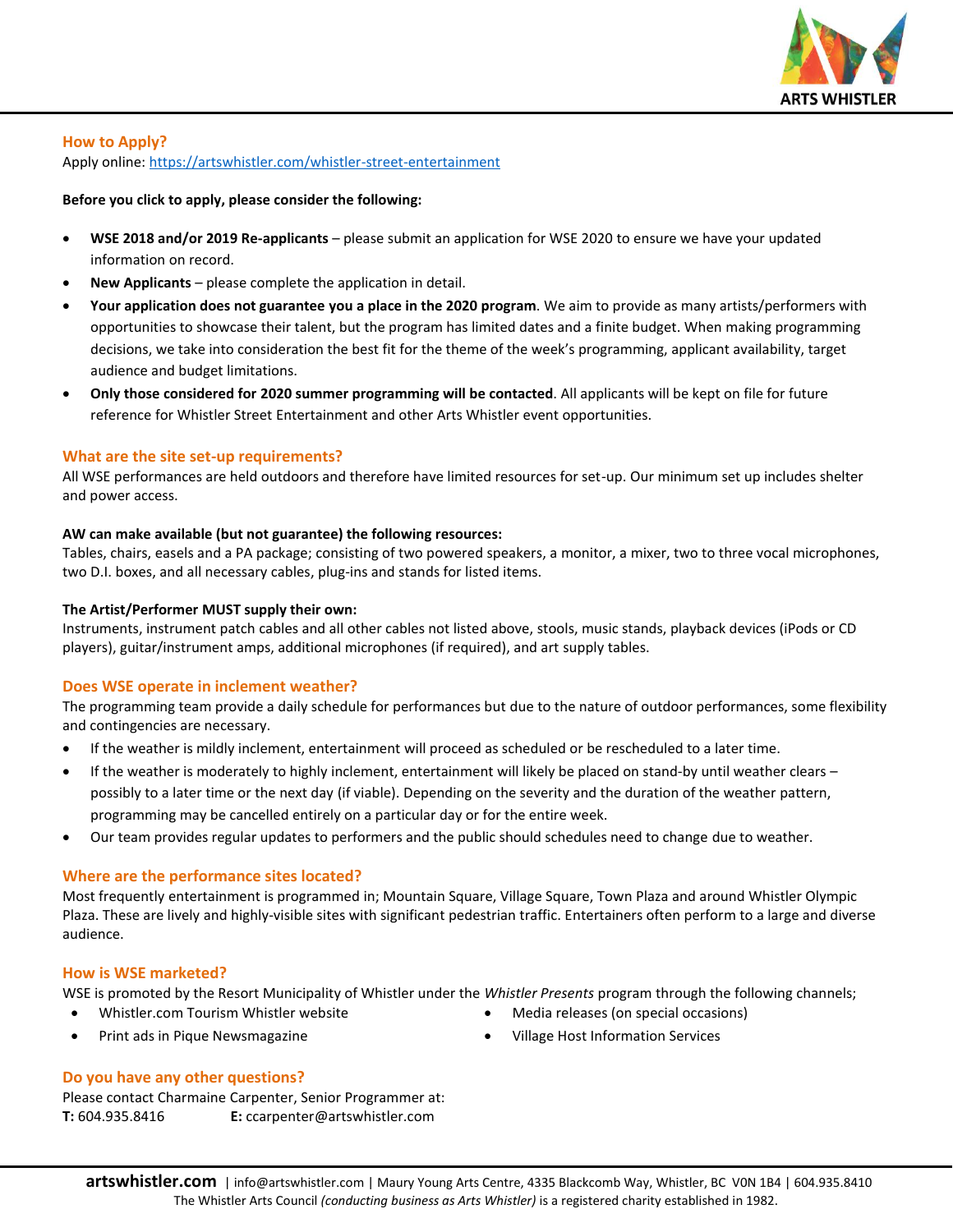## How to Apply?

Apply online: https://artswhistler.com/whistler-street-entertainment

**Before you click to apply, please consider the following:**

- **WSE 2018 and/or 2019 Re-applicants** – please submit an application for WSE 2020 to ensure we have your updated information on record.
- **New Applicants** – please complete the application in detail.
- **Your application does not guarantee you a place in the 2020 program**. We aim to provide as many artists/performers with opportunities to showcase their talent, but the program has limited dates and a finite budget. When making programming decisions, we take into consideration the best fit for the theme of the week's programming, applicant availability, target audience and budget limitations.
- **Only those considered for 2020 summer programming will be contacted**. All applicants will be kept on file for future reference for Whistler Street Entertainment and other Arts Whistler event opportunities.

## What are the site set-up requirements?

All WSE performances are held outdoors and therefore have limited resources for set-up. Our minimum set up includes shelter and power access.

**AW can make available (but not guarantee) the following resources:**

Tables, chairs, easels and a PA package; consisting of two powered speakers, a monitor, a mixer, two to three vocal microphones, two D.I. boxes, and all necessary cables, plug-ins and stands for listed items.

**The Artist/Performer MUST supply their own:**

Instruments, instrument patch cables and all other cables not listed above, stools, music stands, playback devices (iPods or CD players), guitar/instrument amps, additional microphones (if required), and art supply tables.

## Does WSE operate in inclement weather?

The programming team provide a daily schedule for performances but due to the nature of outdoor performances, some flexibility and contingencies are necessary.

- If the weather is mildly inclement, entertainment will proceed as scheduled or be rescheduled to a later time.
- If the weather is moderately to highly inclement, entertainment will likely be placed on stand-by until weather clears – possibly to a later time or the next day (if viable). Depending on the severity and the duration of the weather pattern, programming may be cancelled entirely on a particular day or for the entire week.
- Our team provides regular updates to performers and the public should schedules need to change due to weather.

## Where are the performance sites located?

Most frequently entertainment is programmed in; Mountain Square, Village Square, Town Plaza and around Whistler Olympic Plaza. These are lively and highly-visible sites with significant pedestrian traffic. Entertainers often perform to a large and diverse audience.

## How is WSE marketed?

WSE is promoted by the Resort Municipality of Whistler under the *Whistler Presents* program through the following channels;

- Whistler.com Tourism Whistler website
- Print ads in Pique Newsmagazine
- Media releases (on special occasions)
- Village Host Information Services

## Do you have any other questions?

Please contact Charmaine Carpenter, Senior Programmer at:

**T:** 604.935.8416 **E:** ccarpenter@artswhistler.com

**artswhistler.com** | info@artswhistler.com | Maury Young Arts Centre, 4335 Blackcomb Way, Whistler, BC V0N 1B4 | 604.935.8410

The Whistler Arts Council *(conducting business as Arts Whistler)* is a registered charity established in 1982.